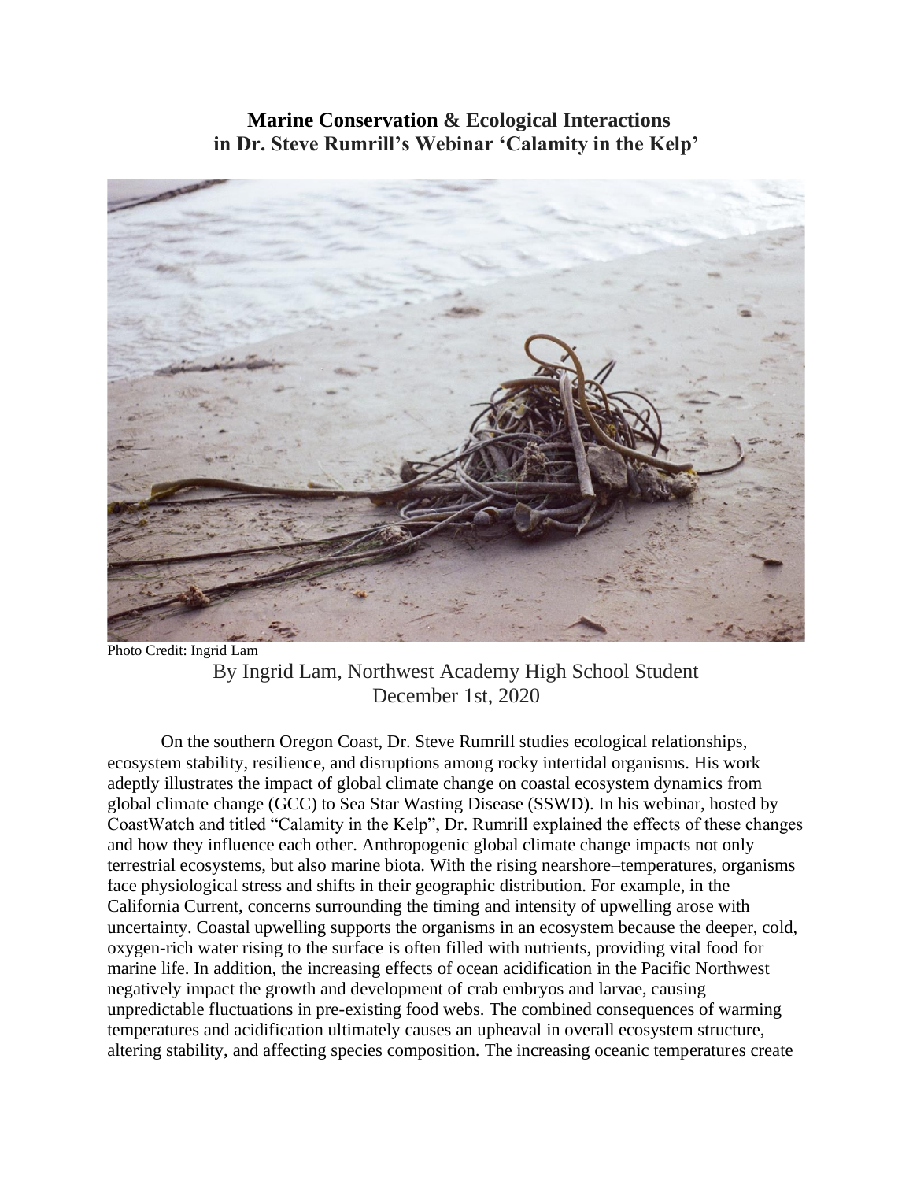# Marine Conservation & Ecological Interactions in Dr. Steve Rumrill's Webinar 'Calamity in the Kelp'

Photo Credit: Ingrid Lam

By Ingrid Lam, Northwest Academy High School Student
December 1st, 2020

On the southern Oregon Coast, Dr. Steve Rumrill studies ecological relationships, ecosystem stability, resilience, and disruptions among rocky intertidal organisms. His work adeptly illustrates the impact of global climate change on coastal ecosystem dynamics from global climate change (GCC) to Sea Star Wasting Disease (SSWD). In his webinar, hosted by CoastWatch and titled "Calamity in the Kelp", Dr. Rumrill explained the effects of these changes and how they influence each other. Anthropogenic global climate change impacts not only terrestrial ecosystems, but also marine biota. With the rising nearshore–temperatures, organisms face physiological stress and shifts in their geographic distribution. For example, in the California Current, concerns surrounding the timing and intensity of upwelling arose with uncertainty. Coastal upwelling supports the organisms in an ecosystem because the deeper, cold, oxygen-rich water rising to the surface is often filled with nutrients, providing vital food for marine life. In addition, the increasing effects of ocean acidification in the Pacific Northwest negatively impact the growth and development of crab embryos and larvae, causing unpredictable fluctuations in pre-existing food webs. The combined consequences of warming temperatures and acidification ultimately causes an upheaval in overall ecosystem structure, altering stability, and affecting species composition. The increasing oceanic temperatures create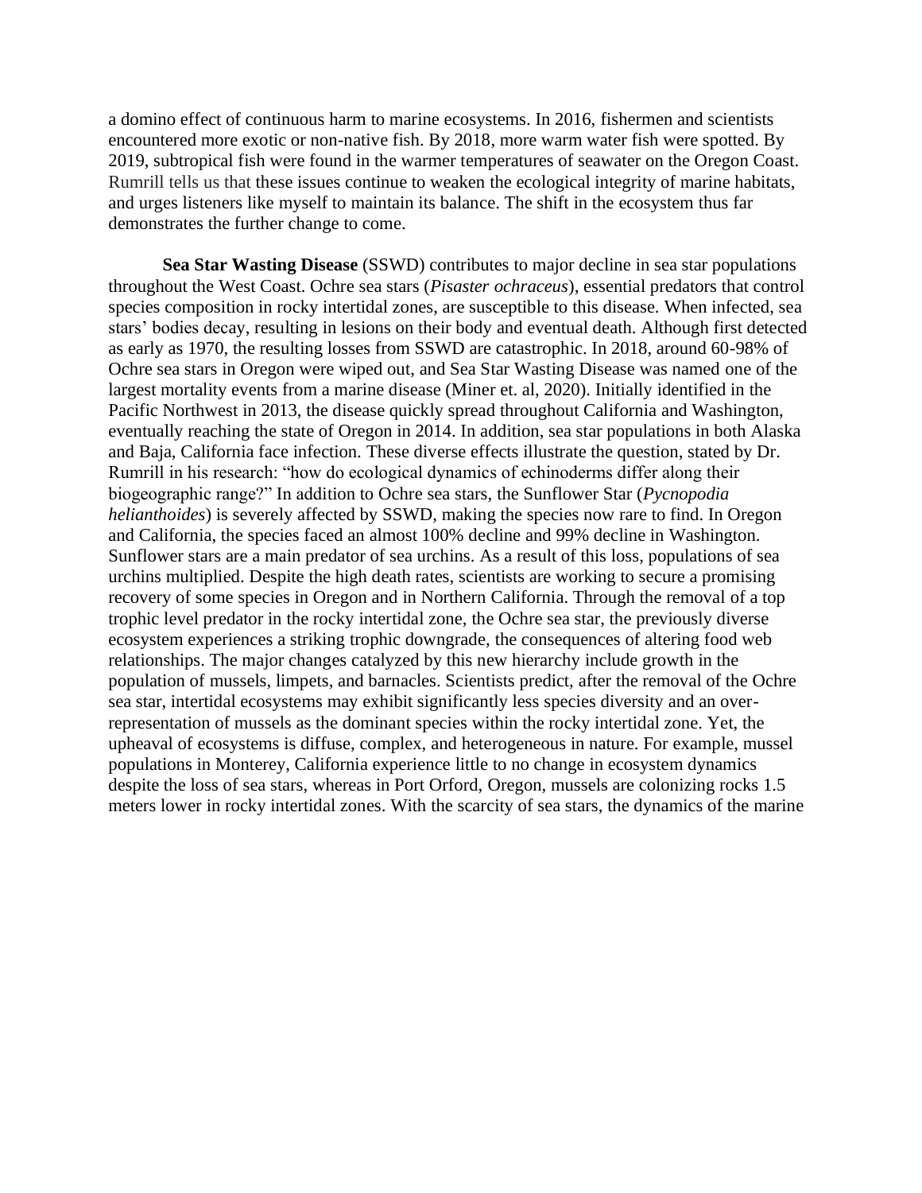a domino effect of continuous harm to marine ecosystems. In 2016, fishermen and scientists encountered more exotic or non-native fish. By 2018, more warm water fish were spotted. By 2019, subtropical fish were found in the warmer temperatures of seawater on the Oregon Coast. Rumrill tells us that these issues continue to weaken the ecological integrity of marine habitats, and urges listeners like myself to maintain its balance. The shift in the ecosystem thus far demonstrates the further change to come.

**Sea Star Wasting Disease** (SSWD) contributes to major decline in sea star populations throughout the West Coast. Ochre sea stars (*Pisaster ochraceus*), essential predators that control species composition in rocky intertidal zones, are susceptible to this disease. When infected, sea stars' bodies decay, resulting in lesions on their body and eventual death. Although first detected as early as 1970, the resulting losses from SSWD are catastrophic. In 2018, around 60-98% of Ochre sea stars in Oregon were wiped out, and Sea Star Wasting Disease was named one of the largest mortality events from a marine disease (Miner et. al, 2020). Initially identified in the Pacific Northwest in 2013, the disease quickly spread throughout California and Washington, eventually reaching the state of Oregon in 2014. In addition, sea star populations in both Alaska and Baja, California face infection. These diverse effects illustrate the question, stated by Dr. Rumrill in his research: "how do ecological dynamics of echinoderms differ along their biogeographic range?" In addition to Ochre sea stars, the Sunflower Star (*Pycnopodia helianthoides*) is severely affected by SSWD, making the species now rare to find. In Oregon and California, the species faced an almost 100% decline and 99% decline in Washington. Sunflower stars are a main predator of sea urchins. As a result of this loss, populations of sea urchins multiplied. Despite the high death rates, scientists are working to secure a promising recovery of some species in Oregon and in Northern California. Through the removal of a top trophic level predator in the rocky intertidal zone, the Ochre sea star, the previously diverse ecosystem experiences a striking trophic downgrade, the consequences of altering food web relationships. The major changes catalyzed by this new hierarchy include growth in the population of mussels, limpets, and barnacles. Scientists predict, after the removal of the Ochre sea star, intertidal ecosystems may exhibit significantly less species diversity and an over-representation of mussels as the dominant species within the rocky intertidal zone. Yet, the upheaval of ecosystems is diffuse, complex, and heterogeneous in nature. For example, mussel populations in Monterey, California experience little to no change in ecosystem dynamics despite the loss of sea stars, whereas in Port Orford, Oregon, mussels are colonizing rocks 1.5 meters lower in rocky intertidal zones. With the scarcity of sea stars, the dynamics of the marine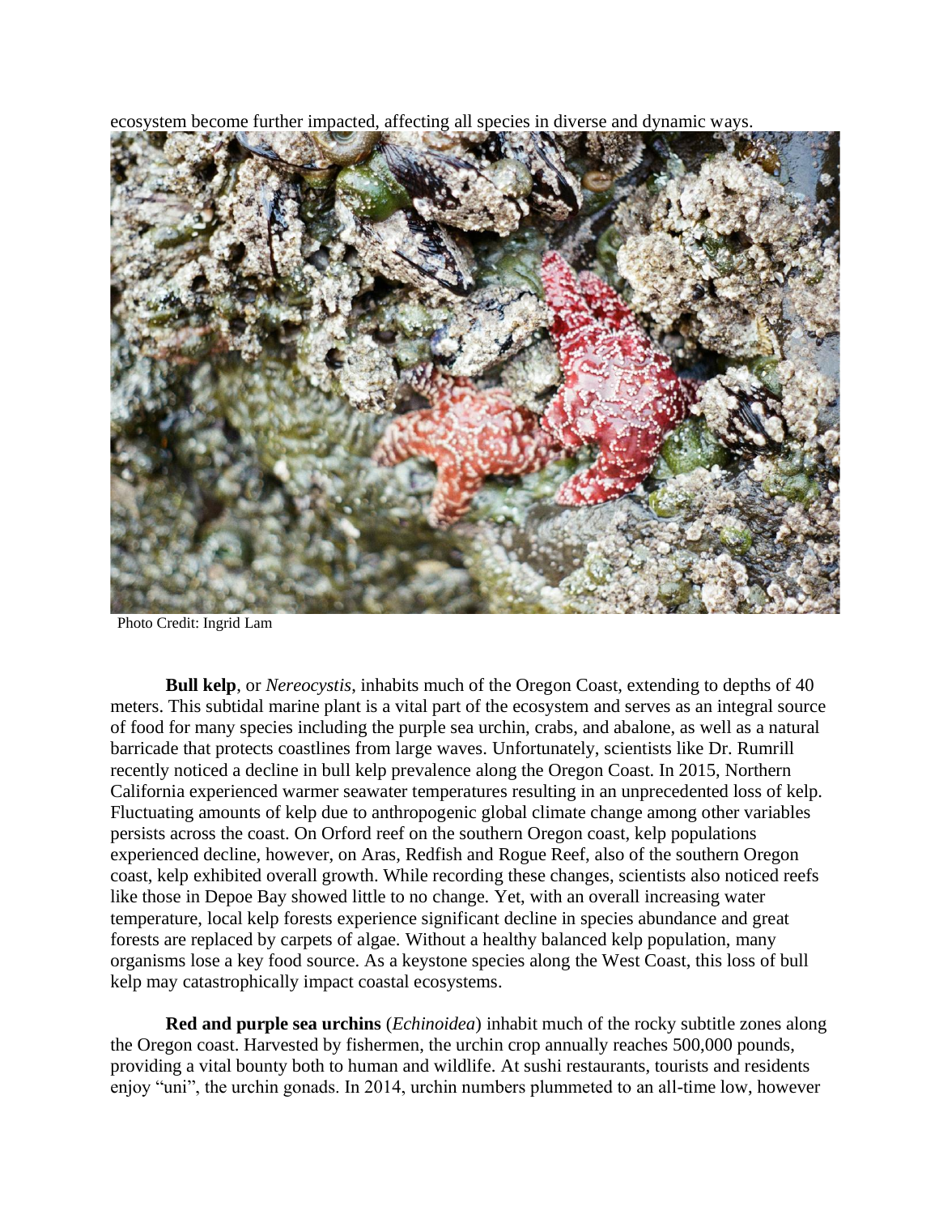ecosystem become further impacted, affecting all species in diverse and dynamic ways.

Photo Credit: Ingrid Lam

**Bull kelp**, or *Nereocystis*, inhabits much of the Oregon Coast, extending to depths of 40 meters. This subtidal marine plant is a vital part of the ecosystem and serves as an integral source of food for many species including the purple sea urchin, crabs, and abalone, as well as a natural barricade that protects coastlines from large waves. Unfortunately, scientists like Dr. Rumrill recently noticed a decline in bull kelp prevalence along the Oregon Coast. In 2015, Northern California experienced warmer seawater temperatures resulting in an unprecedented loss of kelp. Fluctuating amounts of kelp due to anthropogenic global climate change among other variables persists across the coast. On Orford reef on the southern Oregon coast, kelp populations experienced decline, however, on Aras, Redfish and Rogue Reef, also of the southern Oregon coast, kelp exhibited overall growth. While recording these changes, scientists also noticed reefs like those in Depoe Bay showed little to no change. Yet, with an overall increasing water temperature, local kelp forests experience significant decline in species abundance and great forests are replaced by carpets of algae. Without a healthy balanced kelp population, many organisms lose a key food source. As a keystone species along the West Coast, this loss of bull kelp may catastrophically impact coastal ecosystems.

**Red and purple sea urchins** (*Echinoidea*) inhabit much of the rocky subtitle zones along the Oregon coast. Harvested by fishermen, the urchin crop annually reaches 500,000 pounds, providing a vital bounty both to human and wildlife. At sushi restaurants, tourists and residents enjoy "uni", the urchin gonads. In 2014, urchin numbers plummeted to an all-time low, however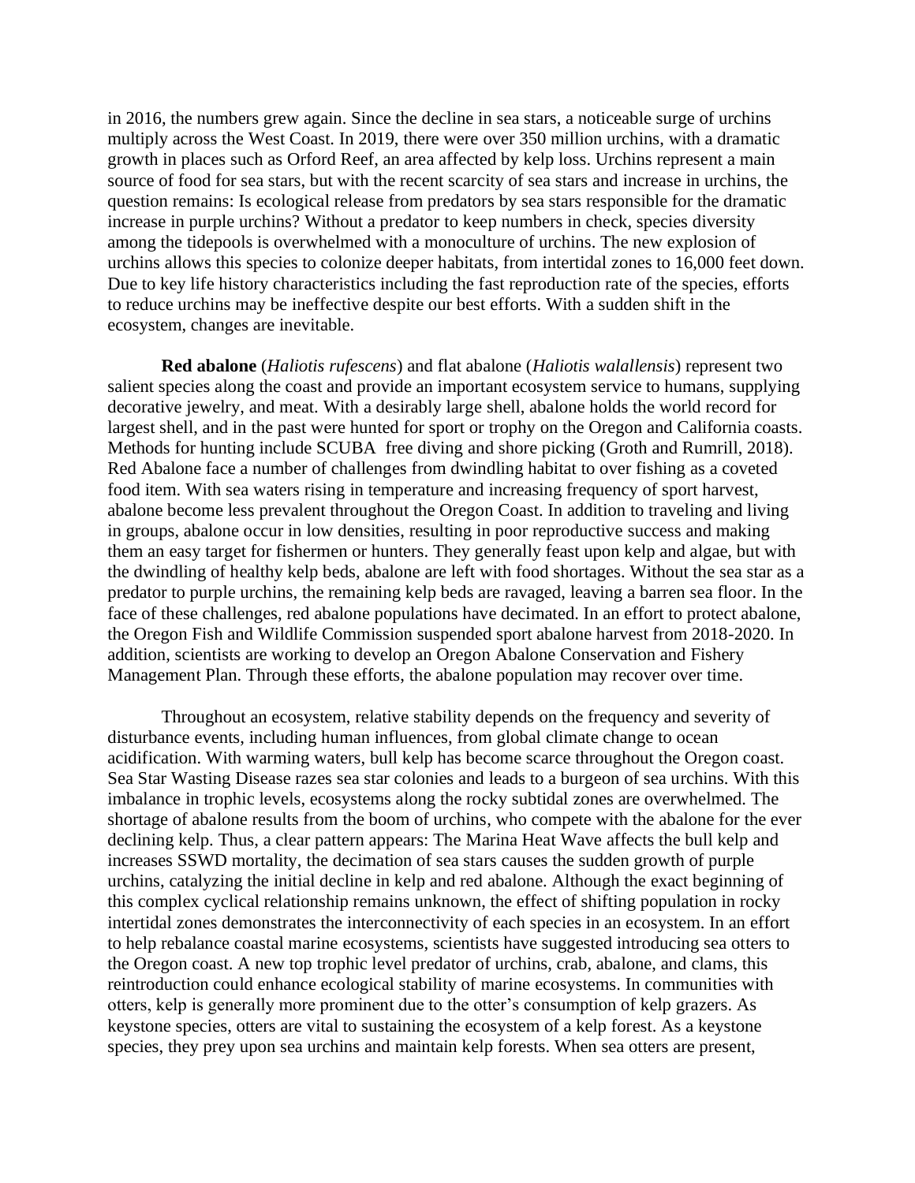in 2016, the numbers grew again. Since the decline in sea stars, a noticeable surge of urchins multiply across the West Coast. In 2019, there were over 350 million urchins, with a dramatic growth in places such as Orford Reef, an area affected by kelp loss. Urchins represent a main source of food for sea stars, but with the recent scarcity of sea stars and increase in urchins, the question remains: Is ecological release from predators by sea stars responsible for the dramatic increase in purple urchins? Without a predator to keep numbers in check, species diversity among the tidepools is overwhelmed with a monoculture of urchins. The new explosion of urchins allows this species to colonize deeper habitats, from intertidal zones to 16,000 feet down. Due to key life history characteristics including the fast reproduction rate of the species, efforts to reduce urchins may be ineffective despite our best efforts. With a sudden shift in the ecosystem, changes are inevitable.

**Red abalone** (*Haliotis rufescens*) and flat abalone (*Haliotis walallensis*) represent two salient species along the coast and provide an important ecosystem service to humans, supplying decorative jewelry, and meat. With a desirably large shell, abalone holds the world record for largest shell, and in the past were hunted for sport or trophy on the Oregon and California coasts. Methods for hunting include SCUBA free diving and shore picking (Groth and Rumrill, 2018). Red Abalone face a number of challenges from dwindling habitat to over fishing as a coveted food item. With sea waters rising in temperature and increasing frequency of sport harvest, abalone become less prevalent throughout the Oregon Coast. In addition to traveling and living in groups, abalone occur in low densities, resulting in poor reproductive success and making them an easy target for fishermen or hunters. They generally feast upon kelp and algae, but with the dwindling of healthy kelp beds, abalone are left with food shortages. Without the sea star as a predator to purple urchins, the remaining kelp beds are ravaged, leaving a barren sea floor. In the face of these challenges, red abalone populations have decimated. In an effort to protect abalone, the Oregon Fish and Wildlife Commission suspended sport abalone harvest from 2018-2020. In addition, scientists are working to develop an Oregon Abalone Conservation and Fishery Management Plan. Through these efforts, the abalone population may recover over time.

Throughout an ecosystem, relative stability depends on the frequency and severity of disturbance events, including human influences, from global climate change to ocean acidification. With warming waters, bull kelp has become scarce throughout the Oregon coast. Sea Star Wasting Disease razes sea star colonies and leads to a burgeon of sea urchins. With this imbalance in trophic levels, ecosystems along the rocky subtidal zones are overwhelmed. The shortage of abalone results from the boom of urchins, who compete with the abalone for the ever declining kelp. Thus, a clear pattern appears: The Marina Heat Wave affects the bull kelp and increases SSWD mortality, the decimation of sea stars causes the sudden growth of purple urchins, catalyzing the initial decline in kelp and red abalone. Although the exact beginning of this complex cyclical relationship remains unknown, the effect of shifting population in rocky intertidal zones demonstrates the interconnectivity of each species in an ecosystem. In an effort to help rebalance coastal marine ecosystems, scientists have suggested introducing sea otters to the Oregon coast. A new top trophic level predator of urchins, crab, abalone, and clams, this reintroduction could enhance ecological stability of marine ecosystems. In communities with otters, kelp is generally more prominent due to the otter's consumption of kelp grazers. As keystone species, otters are vital to sustaining the ecosystem of a kelp forest. As a keystone species, they prey upon sea urchins and maintain kelp forests. When sea otters are present,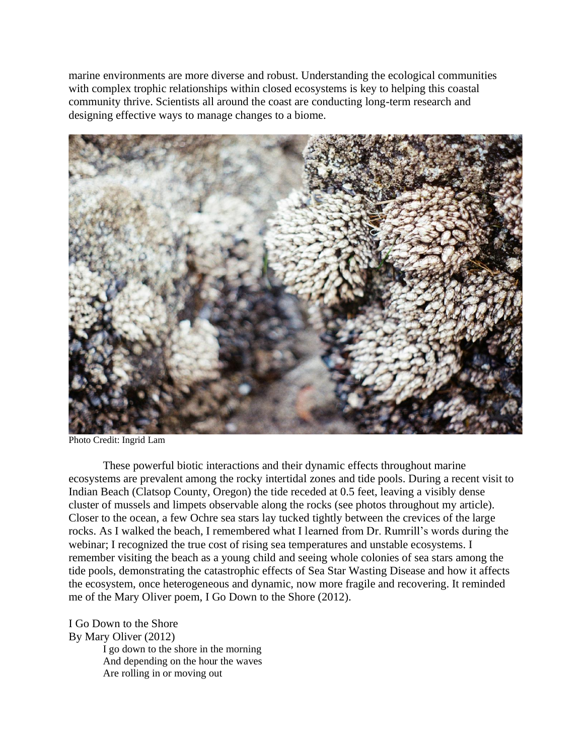marine environments are more diverse and robust. Understanding the ecological communities with complex trophic relationships within closed ecosystems is key to helping this coastal community thrive. Scientists all around the coast are conducting long-term research and designing effective ways to manage changes to a biome.

Photo Credit: Ingrid Lam

These powerful biotic interactions and their dynamic effects throughout marine ecosystems are prevalent among the rocky intertidal zones and tide pools. During a recent visit to Indian Beach (Clatsop County, Oregon) the tide receded at 0.5 feet, leaving a visibly dense cluster of mussels and limpets observable along the rocks (see photos throughout my article). Closer to the ocean, a few Ochre sea stars lay tucked tightly between the crevices of the large rocks. As I walked the beach, I remembered what I learned from Dr. Rumrill's words during the webinar; I recognized the true cost of rising sea temperatures and unstable ecosystems. I remember visiting the beach as a young child and seeing whole colonies of sea stars among the tide pools, demonstrating the catastrophic effects of Sea Star Wasting Disease and how it affects the ecosystem, once heterogeneous and dynamic, now more fragile and recovering. It reminded me of the Mary Oliver poem, I Go Down to the Shore (2012).

I Go Down to the Shore
By Mary Oliver (2012)

> I go down to the shore in the morning
> And depending on the hour the waves
> Are rolling in or moving out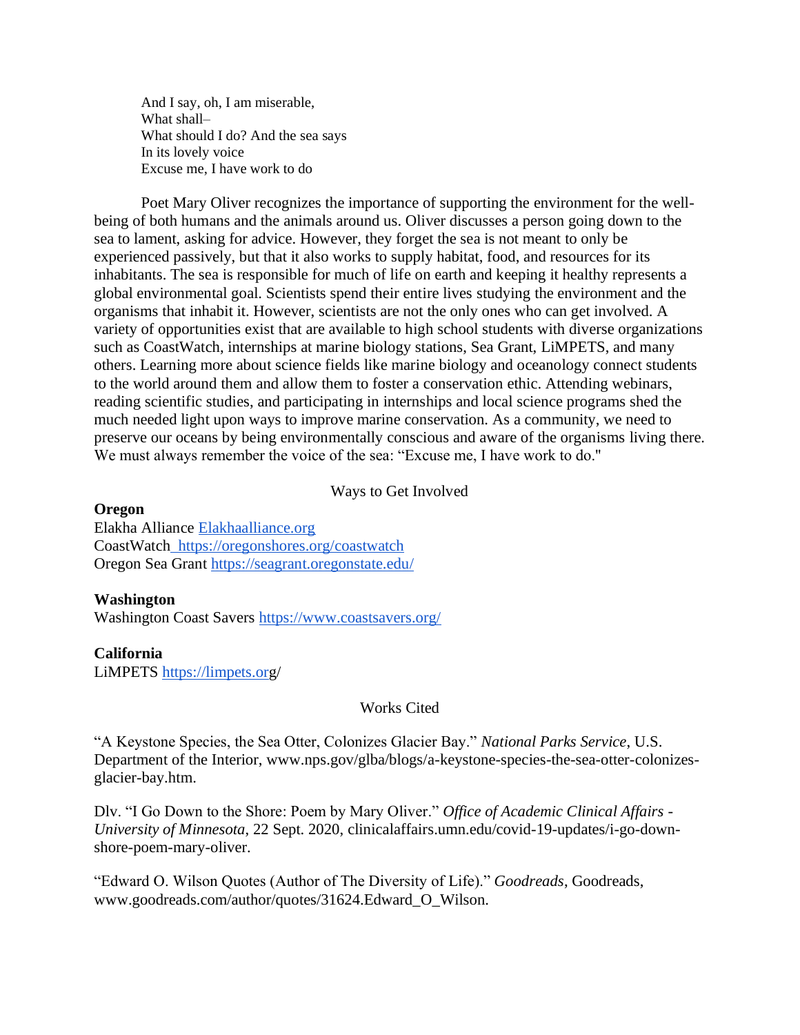And I say, oh, I am miserable,  
What shall–  
What should I do? And the sea says  
In its lovely voice  
Excuse me, I have work to do

Poet Mary Oliver recognizes the importance of supporting the environment for the well-being of both humans and the animals around us. Oliver discusses a person going down to the sea to lament, asking for advice. However, they forget the sea is not meant to only be experienced passively, but that it also works to supply habitat, food, and resources for its inhabitants. The sea is responsible for much of life on earth and keeping it healthy represents a global environmental goal. Scientists spend their entire lives studying the environment and the organisms that inhabit it. However, scientists are not the only ones who can get involved. A variety of opportunities exist that are available to high school students with diverse organizations such as CoastWatch, internships at marine biology stations, Sea Grant, LiMPETS, and many others. Learning more about science fields like marine biology and oceanology connect students to the world around them and allow them to foster a conservation ethic. Attending webinars, reading scientific studies, and participating in internships and local science programs shed the much needed light upon ways to improve marine conservation. As a community, we need to preserve our oceans by being environmentally conscious and aware of the organisms living there. We must always remember the voice of the sea: "Excuse me, I have work to do."

## Ways to Get Involved

**Oregon**  
Elakha Alliance Elakhaalliance.org  
CoastWatch https://oregonshores.org/coastwatch  
Oregon Sea Grant https://seagrant.oregonstate.edu/

**Washington**  
Washington Coast Savers https://www.coastsavers.org/

**California**  
LiMPETS https://limpets.org/

## Works Cited

"A Keystone Species, the Sea Otter, Colonizes Glacier Bay." *National Parks Service*, U.S. Department of the Interior, www.nps.gov/glba/blogs/a-keystone-species-the-sea-otter-colonizes-glacier-bay.htm.

Dlv. "I Go Down to the Shore: Poem by Mary Oliver." *Office of Academic Clinical Affairs - University of Minnesota*, 22 Sept. 2020, clinicalaffairs.umn.edu/covid-19-updates/i-go-down-shore-poem-mary-oliver.

"Edward O. Wilson Quotes (Author of The Diversity of Life)." *Goodreads*, Goodreads, www.goodreads.com/author/quotes/31624.Edward_O_Wilson.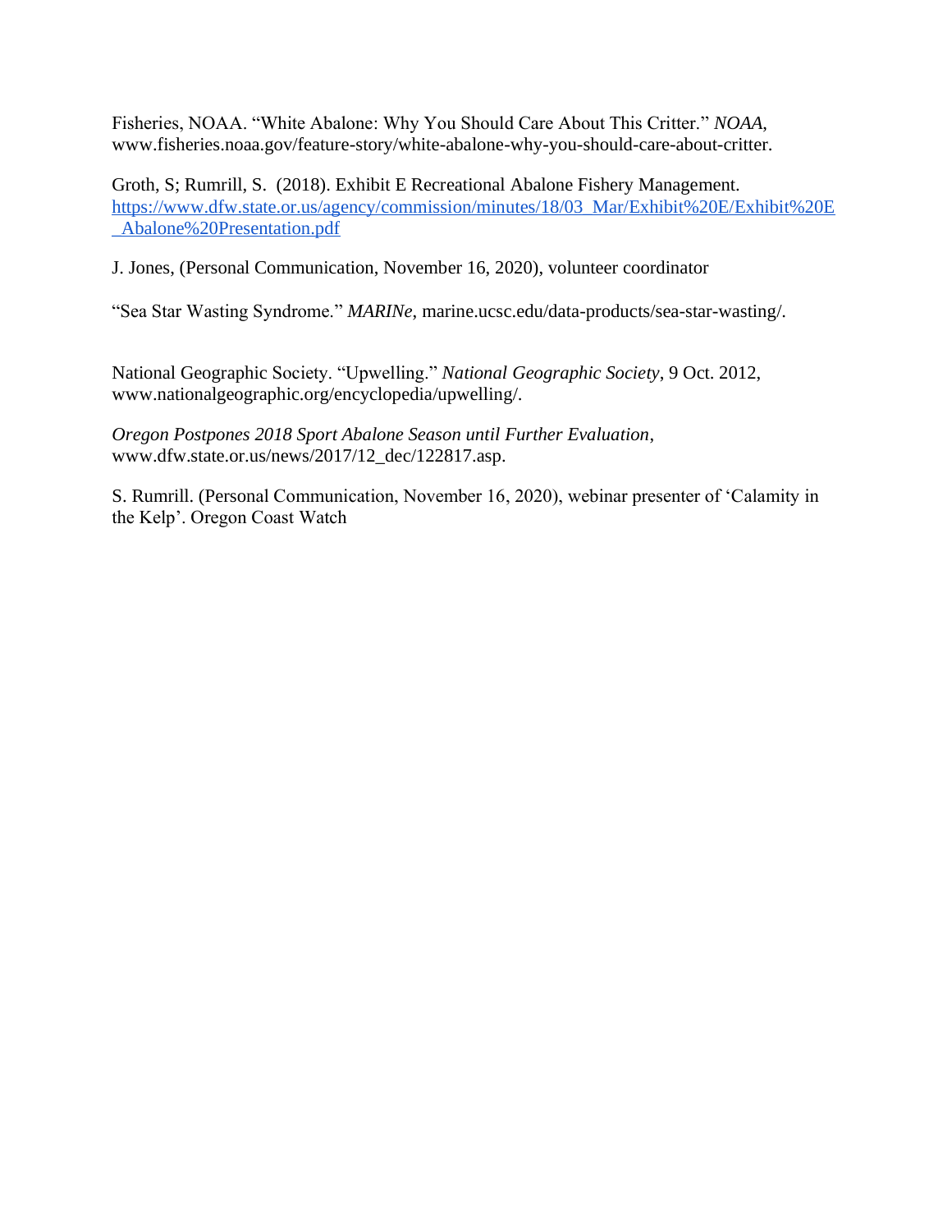Fisheries, NOAA. “White Abalone: Why You Should Care About This Critter.” *NOAA*, www.fisheries.noaa.gov/feature-story/white-abalone-why-you-should-care-about-critter.

Groth, S; Rumrill, S. (2018). Exhibit E Recreational Abalone Fishery Management. https://www.dfw.state.or.us/agency/commission/minutes/18/03_Mar/Exhibit%20E/Exhibit%20E_Abalone%20Presentation.pdf

J. Jones, (Personal Communication, November 16, 2020), volunteer coordinator

“Sea Star Wasting Syndrome.” *MARINe*, marine.ucsc.edu/data-products/sea-star-wasting/.

National Geographic Society. “Upwelling.” *National Geographic Society*, 9 Oct. 2012, www.nationalgeographic.org/encyclopedia/upwelling/.

*Oregon Postpones 2018 Sport Abalone Season until Further Evaluation*, www.dfw.state.or.us/news/2017/12_dec/122817.asp.

S. Rumrill. (Personal Communication, November 16, 2020), webinar presenter of ‘Calamity in the Kelp’. Oregon Coast Watch